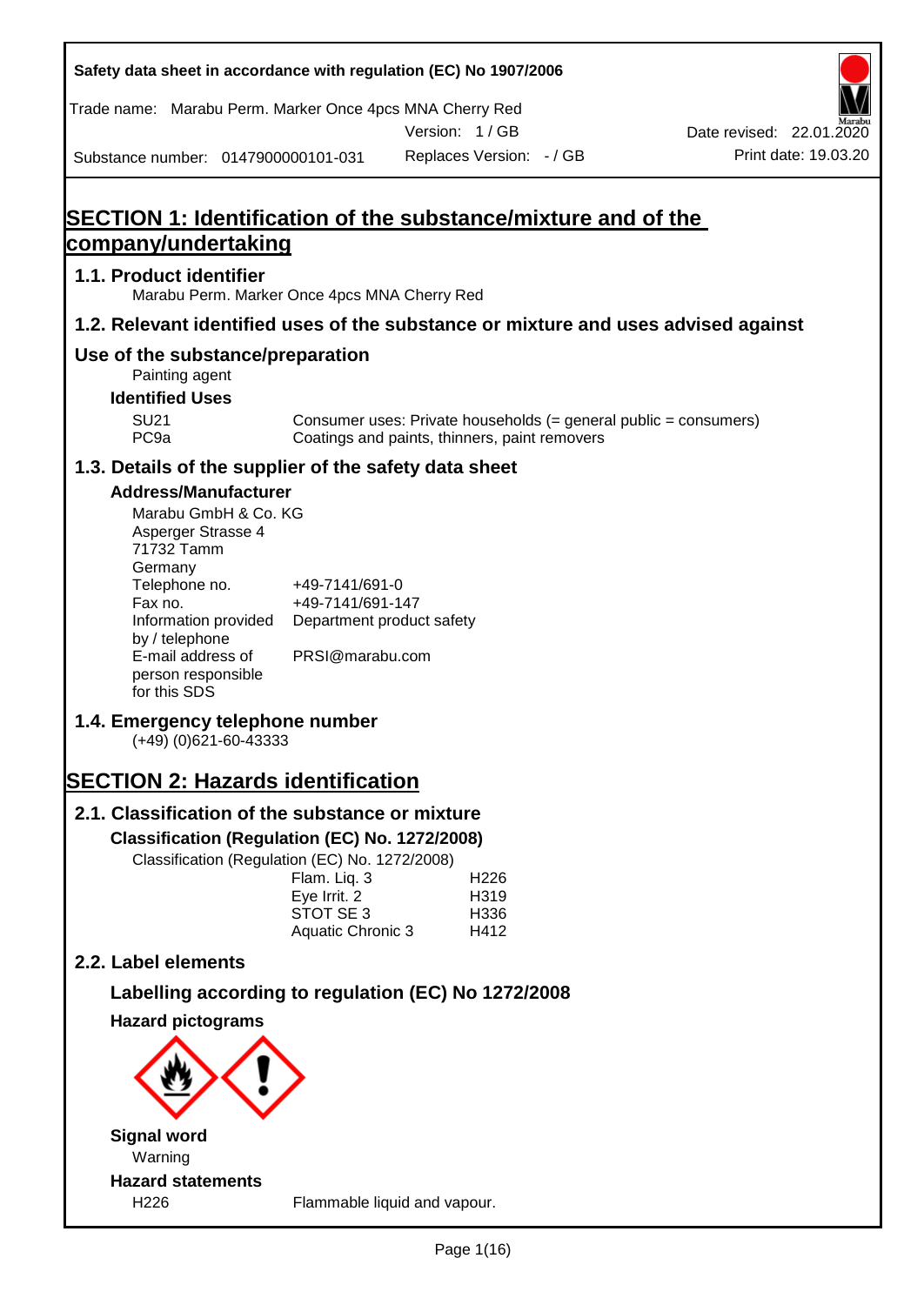Safety data sheet in accordance with regulation (EC) No 1907/2006

Trade name: Marabu Perm. Marker Once 4pcs MNA Cherry Red

Version: 1 / GB

Date revised: 22.01.2020

Substance number: 0147900000101-031

Replaces Version: - / GB

Print date: 19.03.20

# SECTION 1: Identification of the substance/mixture and of the company/undertaking

## 1.1. Product identifier

Marabu Perm. Marker Once 4pcs MNA Cherry Red

## 1.2. Relevant identified uses of the substance or mixture and uses advised against

## Use of the substance/preparation

Painting agent

### Identified Uses

| | |
|---|---|
| SU21 | Consumer uses: Private households (= general public = consumers) |
| PC9a | Coatings and paints, thinners, paint removers |

## 1.3. Details of the supplier of the safety data sheet

### Address/Manufacturer

Marabu GmbH & Co. KG
Asperger Strasse 4
71732 Tamm
Germany

| | |
|---|---|
| Telephone no. | +49-7141/691-0 |
| Fax no. | +49-7141/691-147 |
| Information provided by / telephone | Department product safety |
| E-mail address of person responsible for this SDS | PRSI@marabu.com |

## 1.4. Emergency telephone number

(+49) (0)621-60-43333

# SECTION 2: Hazards identification

## 2.1. Classification of the substance or mixture

### Classification (Regulation (EC) No. 1272/2008)

Classification (Regulation (EC) No. 1272/2008)

| | |
|---|---|
| Flam. Liq. 3 | H226 |
| Eye Irrit. 2 | H319 |
| STOT SE 3 | H336 |
| Aquatic Chronic 3 | H412 |

## 2.2. Label elements

### Labelling according to regulation (EC) No 1272/2008

### Hazard pictograms

### Signal word

Warning

### Hazard statements

| | |
|---|---|
| H226 | Flammable liquid and vapour. |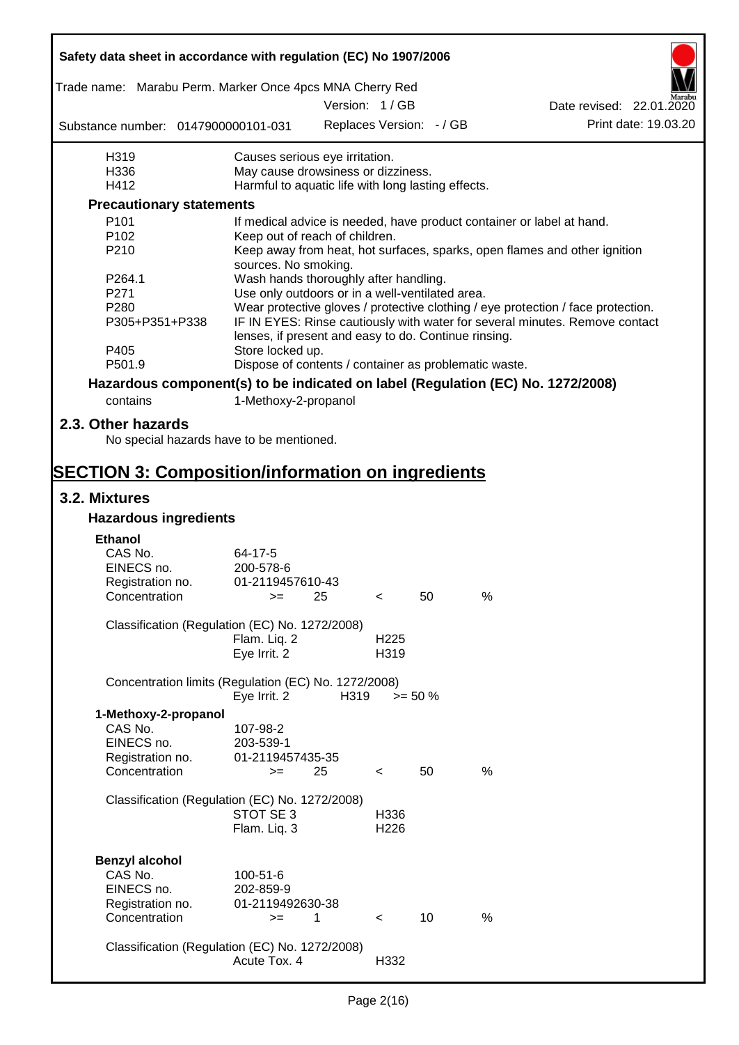| | |
|---|---|
| H319 | Causes serious eye irritation. |
| H336 | May cause drowsiness or dizziness. |
| H412 | Harmful to aquatic life with long lasting effects. |

**Precautionary statements**

| | |
|---|---|
| P101 | If medical advice is needed, have product container or label at hand. |
| P102 | Keep out of reach of children. |
| P210 | Keep away from heat, hot surfaces, sparks, open flames and other ignition sources. No smoking. |
| P264.1 | Wash hands thoroughly after handling. |
| P271 | Use only outdoors or in a well-ventilated area. |
| P280 | Wear protective gloves / protective clothing / eye protection / face protection. |
| P305+P351+P338 | IF IN EYES: Rinse cautiously with water for several minutes. Remove contact lenses, if present and easy to do. Continue rinsing. |
| P405 | Store locked up. |
| P501.9 | Dispose of contents / container as problematic waste. |

**Hazardous component(s) to be indicated on label (Regulation (EC) No. 1272/2008)**

contains 1-Methoxy-2-propanol

## 2.3. Other hazards

No special hazards have to be mentioned.

# SECTION 3: Composition/information on ingredients

## 3.2. Mixtures

### Hazardous ingredients

**Ethanol**

| | |
|---|---|
| CAS No. | 64-17-5 |
| EINECS no. | 200-578-6 |
| Registration no. | 01-2119457610-43 |
| Concentration | >= 25 < 50 % |

Classification (Regulation (EC) No. 1272/2008)

| | |
|---|---|
| Flam. Liq. 2 | H225 |
| Eye Irrit. 2 | H319 |

Concentration limits (Regulation (EC) No. 1272/2008)

| | | |
|---|---|---|
| Eye Irrit. 2 | H319 | >= 50 % |

**1-Methoxy-2-propanol**

| | |
|---|---|
| CAS No. | 107-98-2 |
| EINECS no. | 203-539-1 |
| Registration no. | 01-2119457435-35 |
| Concentration | >= 25 < 50 % |

Classification (Regulation (EC) No. 1272/2008)

| | |
|---|---|
| STOT SE 3 | H336 |
| Flam. Liq. 3 | H226 |

**Benzyl alcohol**

| | |
|---|---|
| CAS No. | 100-51-6 |
| EINECS no. | 202-859-9 |
| Registration no. | 01-2119492630-38 |
| Concentration | >= 1 < 10 % |

Classification (Regulation (EC) No. 1272/2008)

| | |
|---|---|
| Acute Tox. 4 | H332 |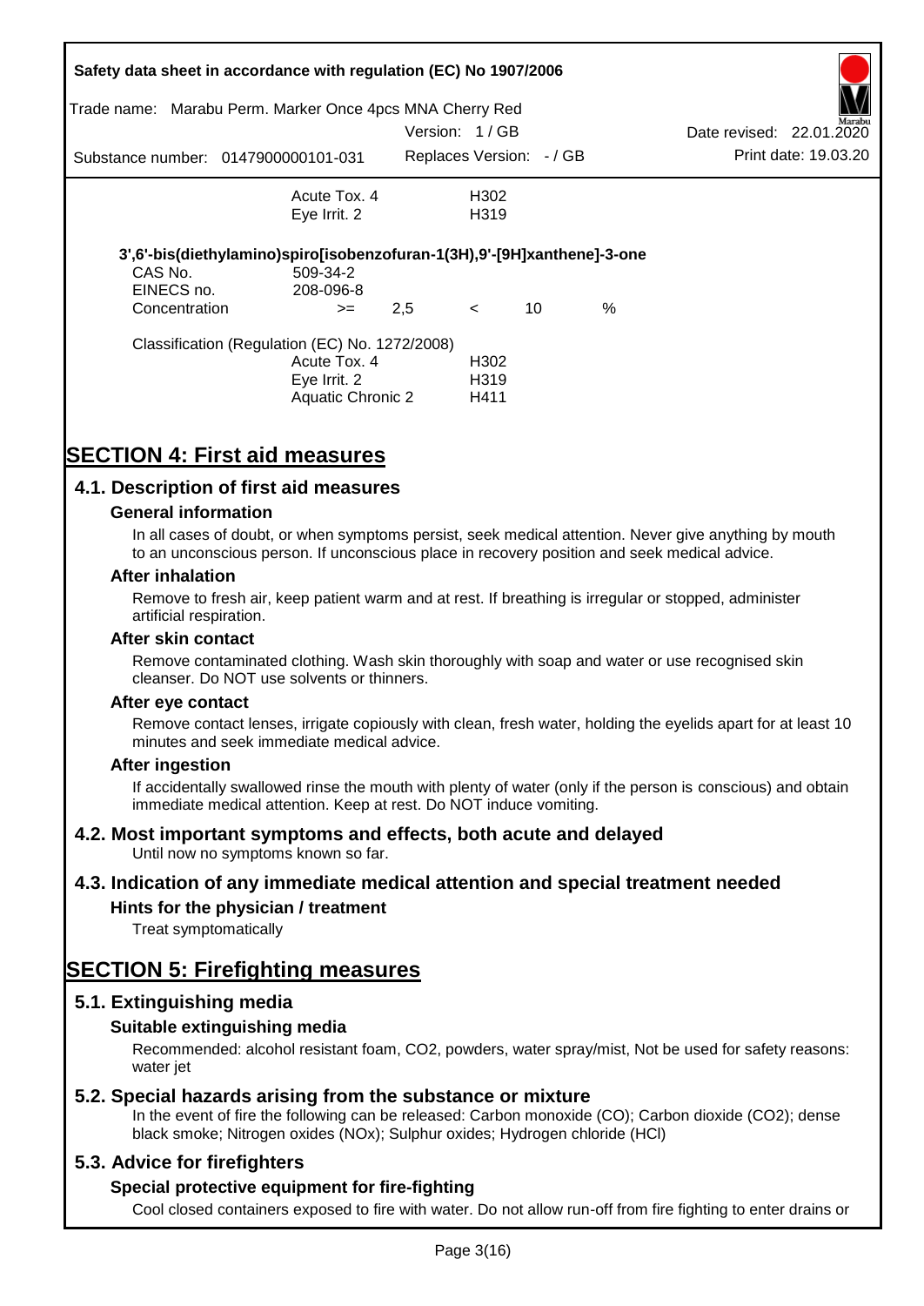| | | |
|---|---|---|
| | Acute Tox. 4 | H302 |
| | Eye Irrit. 2 | H319 |

**3',6'-bis(diethylamino)spiro[isobenzofuran-1(3H),9'-[9H]xanthene]-3-one**

| | | | | | |
|---|---|---|---|---|---|
| CAS No. | 509-34-2 | | | | |
| EINECS no. | 208-096-8 | | | | |
| Concentration | >= | 2,5 | < | 10 | % |

Classification (Regulation (EC) No. 1272/2008)

| | |
|---|---|
| Acute Tox. 4 | H302 |
| Eye Irrit. 2 | H319 |
| Aquatic Chronic 2 | H411 |

# SECTION 4: First aid measures

## 4.1. Description of first aid measures

### General information

In all cases of doubt, or when symptoms persist, seek medical attention. Never give anything by mouth to an unconscious person. If unconscious place in recovery position and seek medical advice.

### After inhalation

Remove to fresh air, keep patient warm and at rest. If breathing is irregular or stopped, administer artificial respiration.

### After skin contact

Remove contaminated clothing. Wash skin thoroughly with soap and water or use recognised skin cleanser. Do NOT use solvents or thinners.

### After eye contact

Remove contact lenses, irrigate copiously with clean, fresh water, holding the eyelids apart for at least 10 minutes and seek immediate medical advice.

### After ingestion

If accidentally swallowed rinse the mouth with plenty of water (only if the person is conscious) and obtain immediate medical attention. Keep at rest. Do NOT induce vomiting.

## 4.2. Most important symptoms and effects, both acute and delayed

Until now no symptoms known so far.

## 4.3. Indication of any immediate medical attention and special treatment needed

### Hints for the physician / treatment

Treat symptomatically

# SECTION 5: Firefighting measures

## 5.1. Extinguishing media

### Suitable extinguishing media

Recommended: alcohol resistant foam, CO2, powders, water spray/mist, Not be used for safety reasons: water jet

## 5.2. Special hazards arising from the substance or mixture

In the event of fire the following can be released: Carbon monoxide (CO); Carbon dioxide ($CO_2$); dense black smoke; Nitrogen oxides (NOx); Sulphur oxides; Hydrogen chloride (HCl)

## 5.3. Advice for firefighters

### Special protective equipment for fire-fighting

Cool closed containers exposed to fire with water. Do not allow run-off from fire fighting to enter drains or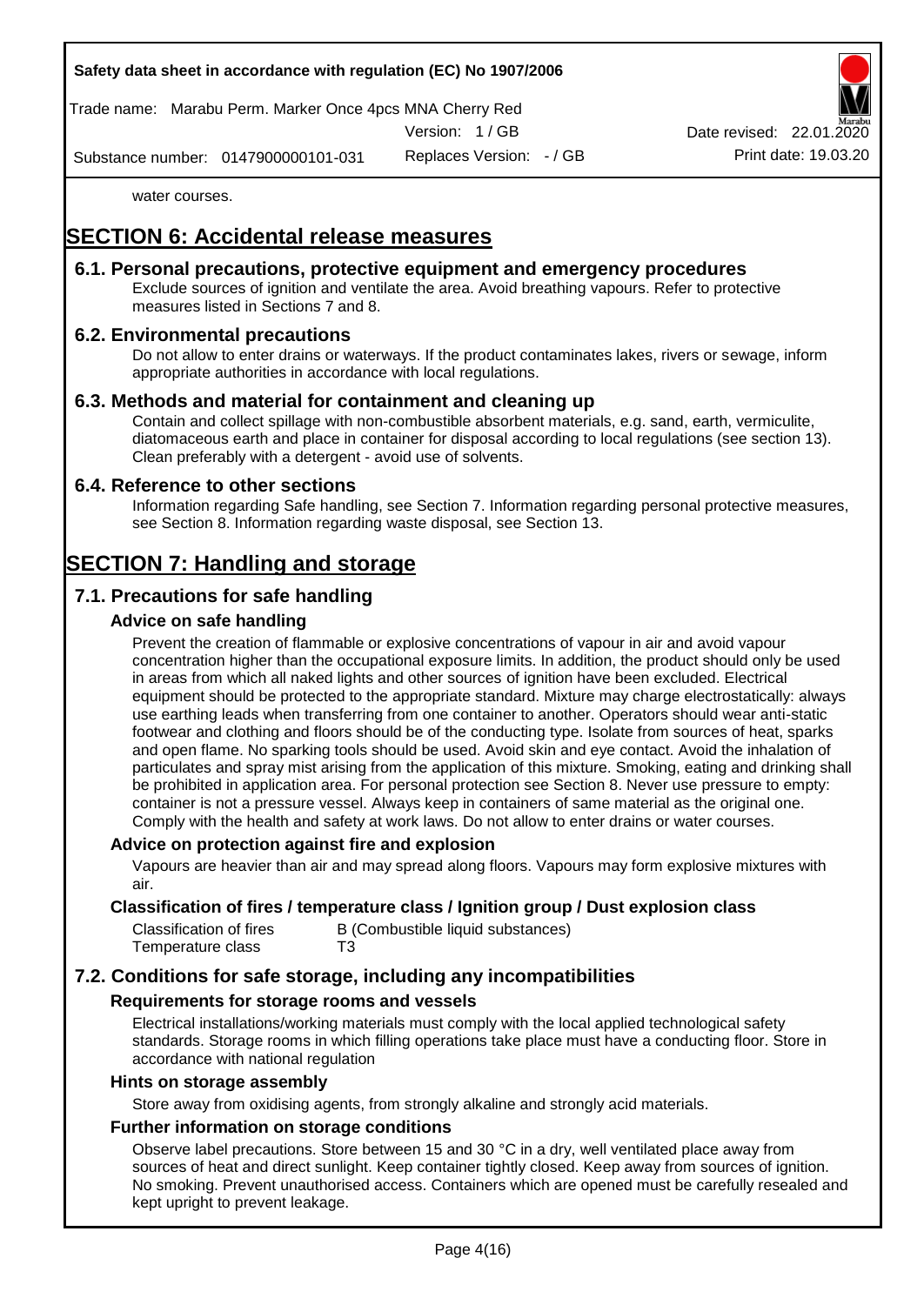water courses.

# SECTION 6: Accidental release measures

## 6.1. Personal precautions, protective equipment and emergency procedures

Exclude sources of ignition and ventilate the area. Avoid breathing vapours. Refer to protective measures listed in Sections 7 and 8.

## 6.2. Environmental precautions

Do not allow to enter drains or waterways. If the product contaminates lakes, rivers or sewage, inform appropriate authorities in accordance with local regulations.

## 6.3. Methods and material for containment and cleaning up

Contain and collect spillage with non-combustible absorbent materials, e.g. sand, earth, vermiculite, diatomaceous earth and place in container for disposal according to local regulations (see section 13). Clean preferably with a detergent - avoid use of solvents.

## 6.4. Reference to other sections

Information regarding Safe handling, see Section 7. Information regarding personal protective measures, see Section 8. Information regarding waste disposal, see Section 13.

# SECTION 7: Handling and storage

## 7.1. Precautions for safe handling

### Advice on safe handling

Prevent the creation of flammable or explosive concentrations of vapour in air and avoid vapour concentration higher than the occupational exposure limits. In addition, the product should only be used in areas from which all naked lights and other sources of ignition have been excluded. Electrical equipment should be protected to the appropriate standard. Mixture may charge electrostatically: always use earthing leads when transferring from one container to another. Operators should wear anti-static footwear and clothing and floors should be of the conducting type. Isolate from sources of heat, sparks and open flame. No sparking tools should be used. Avoid skin and eye contact. Avoid the inhalation of particulates and spray mist arising from the application of this mixture. Smoking, eating and drinking shall be prohibited in application area. For personal protection see Section 8. Never use pressure to empty: container is not a pressure vessel. Always keep in containers of same material as the original one. Comply with the health and safety at work laws. Do not allow to enter drains or water courses.

### Advice on protection against fire and explosion

Vapours are heavier than air and may spread along floors. Vapours may form explosive mixtures with air.

### Classification of fires / temperature class / Ignition group / Dust explosion class

| | |
|---|---|
| Classification of fires | B (Combustible liquid substances) |
| Temperature class | T3 |

## 7.2. Conditions for safe storage, including any incompatibilities

### Requirements for storage rooms and vessels

Electrical installations/working materials must comply with the local applied technological safety standards. Storage rooms in which filling operations take place must have a conducting floor. Store in accordance with national regulation

### Hints on storage assembly

Store away from oxidising agents, from strongly alkaline and strongly acid materials.

### Further information on storage conditions

Observe label precautions. Store between 15 and 30 °C in a dry, well ventilated place away from sources of heat and direct sunlight. Keep container tightly closed. Keep away from sources of ignition. No smoking. Prevent unauthorised access. Containers which are opened must be carefully resealed and kept upright to prevent leakage.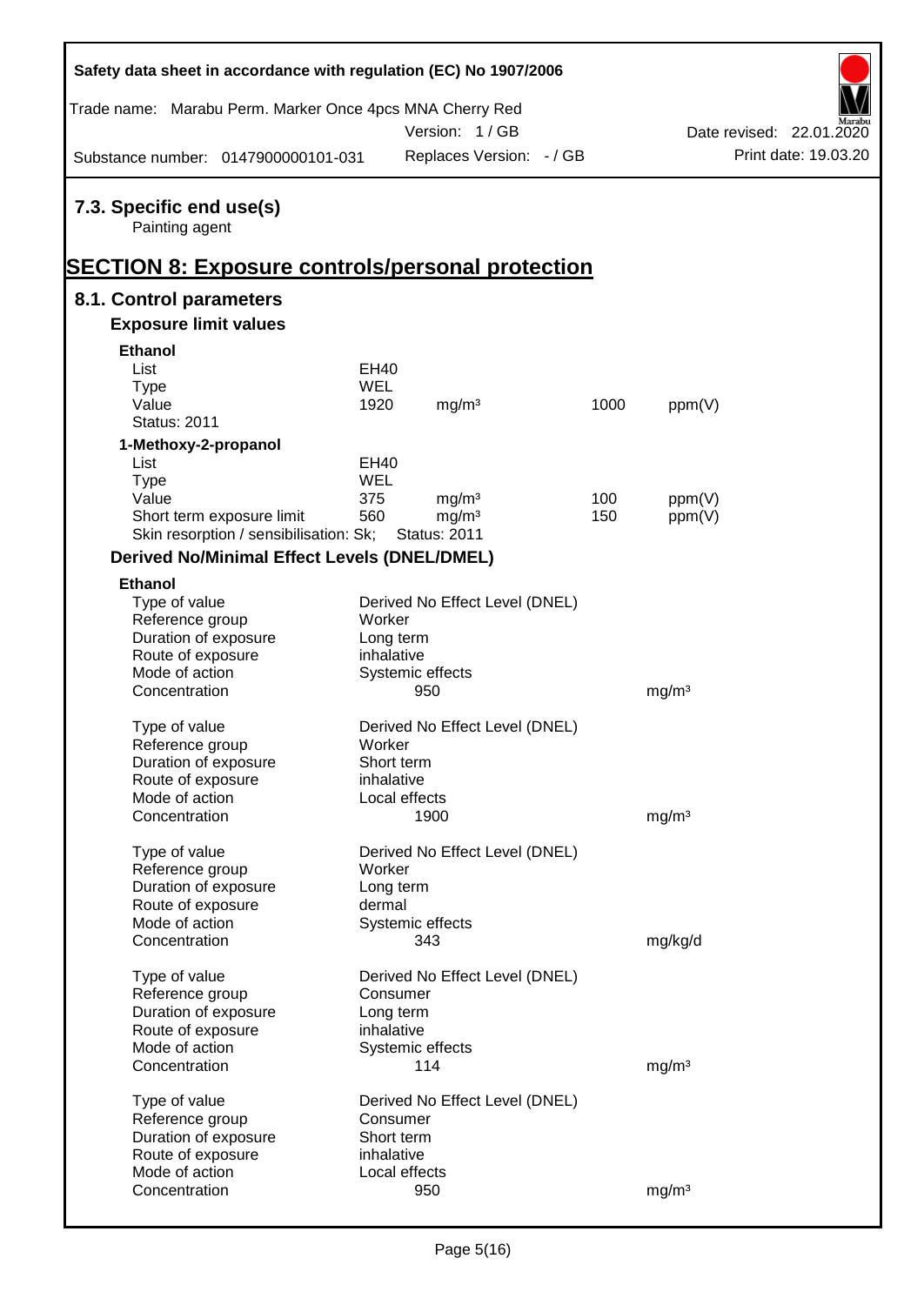## 7.3. Specific end use(s)

Painting agent

# SECTION 8: Exposure controls/personal protection

## 8.1. Control parameters

### Exposure limit values

**Ethanol**

| | | | | |
|---|---|---|---|---|
| List | EH40 | | | |
| Type | WEL | | | |
| Value | 1920 | mg/m³ | 1000 | ppm(V) |
| Status: 2011 | | | | |

**1-Methoxy-2-propanol**

| | | | | |
|---|---|---|---|---|
| List | EH40 | | | |
| Type | WEL | | | |
| Value | 375 | mg/m³ | 100 | ppm(V) |
| Short term exposure limit | 560 | mg/m³ | 150 | ppm(V) |
| Skin resorption / sensibilisation: Sk; | Status: 2011 | | | |

### Derived No/Minimal Effect Levels (DNEL/DMEL)

**Ethanol**

| | | |
|---|---|---|
| Type of value | Derived No Effect Level (DNEL) | |
| Reference group | Worker | |
| Duration of exposure | Long term | |
| Route of exposure | inhalative | |
| Mode of action | Systemic effects | |
| Concentration | 950 | mg/m³ |

| | | |
|---|---|---|
| Type of value | Derived No Effect Level (DNEL) | |
| Reference group | Worker | |
| Duration of exposure | Short term | |
| Route of exposure | inhalative | |
| Mode of action | Local effects | |
| Concentration | 1900 | mg/m³ |

| | | |
|---|---|---|
| Type of value | Derived No Effect Level (DNEL) | |
| Reference group | Worker | |
| Duration of exposure | Long term | |
| Route of exposure | dermal | |
| Mode of action | Systemic effects | |
| Concentration | 343 | mg/kg/d |

| | | |
|---|---|---|
| Type of value | Derived No Effect Level (DNEL) | |
| Reference group | Consumer | |
| Duration of exposure | Long term | |
| Route of exposure | inhalative | |
| Mode of action | Systemic effects | |
| Concentration | 114 | mg/m³ |

| | | |
|---|---|---|
| Type of value | Derived No Effect Level (DNEL) | |
| Reference group | Consumer | |
| Duration of exposure | Short term | |
| Route of exposure | inhalative | |
| Mode of action | Local effects | |
| Concentration | 950 | mg/m³ |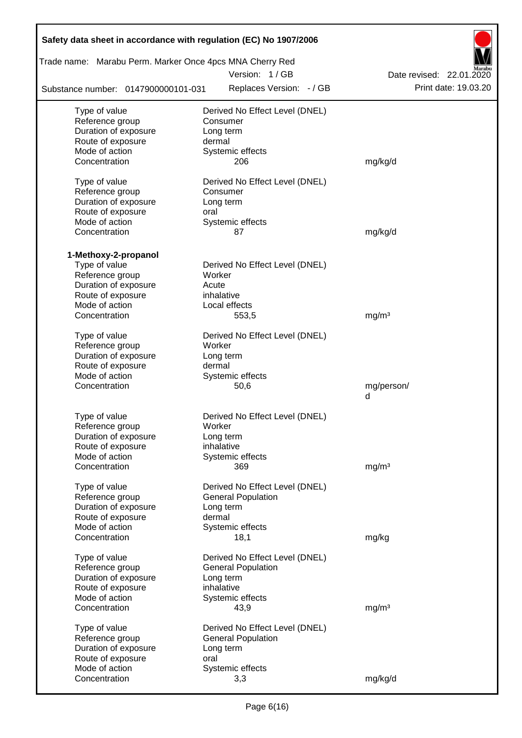| | | |
|---|---|---|
| Type of value | Derived No Effect Level (DNEL) | |
| Reference group | Consumer | |
| Duration of exposure | Long term | |
| Route of exposure | dermal | |
| Mode of action | Systemic effects | |
| Concentration | 206 | mg/kg/d |
| | | |
| Type of value | Derived No Effect Level (DNEL) | |
| Reference group | Consumer | |
| Duration of exposure | Long term | |
| Route of exposure | oral | |
| Mode of action | Systemic effects | |
| Concentration | 87 | mg/kg/d |

**1-Methoxy-2-propanol**

| | | |
|---|---|---|
| Type of value | Derived No Effect Level (DNEL) | |
| Reference group | Worker | |
| Duration of exposure | Acute | |
| Route of exposure | inhalative | |
| Mode of action | Local effects | |
| Concentration | 553,5 | mg/m³ |
| | | |
| Type of value | Derived No Effect Level (DNEL) | |
| Reference group | Worker | |
| Duration of exposure | Long term | |
| Route of exposure | dermal | |
| Mode of action | Systemic effects | |
| Concentration | 50,6 | mg/person/d |
| | | |
| Type of value | Derived No Effect Level (DNEL) | |
| Reference group | Worker | |
| Duration of exposure | Long term | |
| Route of exposure | inhalative | |
| Mode of action | Systemic effects | |
| Concentration | 369 | mg/m³ |
| | | |
| Type of value | Derived No Effect Level (DNEL) | |
| Reference group | General Population | |
| Duration of exposure | Long term | |
| Route of exposure | dermal | |
| Mode of action | Systemic effects | |
| Concentration | 18,1 | mg/kg |
| | | |
| Type of value | Derived No Effect Level (DNEL) | |
| Reference group | General Population | |
| Duration of exposure | Long term | |
| Route of exposure | inhalative | |
| Mode of action | Systemic effects | |
| Concentration | 43,9 | mg/m³ |
| | | |
| Type of value | Derived No Effect Level (DNEL) | |
| Reference group | General Population | |
| Duration of exposure | Long term | |
| Route of exposure | oral | |
| Mode of action | Systemic effects | |
| Concentration | 3,3 | mg/kg/d |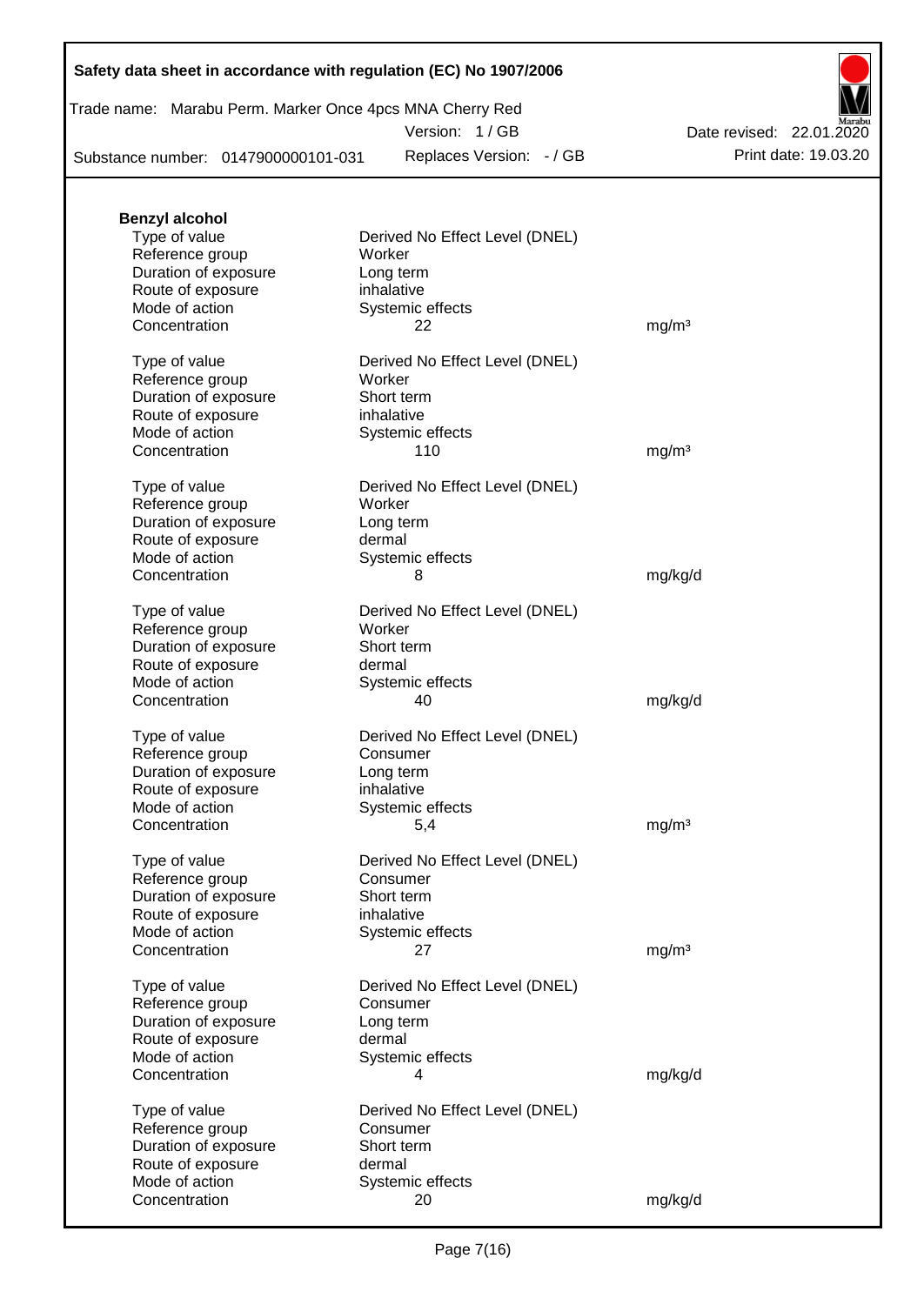**Benzyl alcohol**

| | | |
|---|---|---|
| Type of value | Derived No Effect Level (DNEL) | |
| Reference group | Worker | |
| Duration of exposure | Long term | |
| Route of exposure | inhalative | |
| Mode of action | Systemic effects | |
| Concentration | 22 | mg/m³ |

| | | |
|---|---|---|
| Type of value | Derived No Effect Level (DNEL) | |
| Reference group | Worker | |
| Duration of exposure | Short term | |
| Route of exposure | inhalative | |
| Mode of action | Systemic effects | |
| Concentration | 110 | mg/m³ |

| | | |
|---|---|---|
| Type of value | Derived No Effect Level (DNEL) | |
| Reference group | Worker | |
| Duration of exposure | Long term | |
| Route of exposure | dermal | |
| Mode of action | Systemic effects | |
| Concentration | 8 | mg/kg/d |

| | | |
|---|---|---|
| Type of value | Derived No Effect Level (DNEL) | |
| Reference group | Worker | |
| Duration of exposure | Short term | |
| Route of exposure | dermal | |
| Mode of action | Systemic effects | |
| Concentration | 40 | mg/kg/d |

| | | |
|---|---|---|
| Type of value | Derived No Effect Level (DNEL) | |
| Reference group | Consumer | |
| Duration of exposure | Long term | |
| Route of exposure | inhalative | |
| Mode of action | Systemic effects | |
| Concentration | 5,4 | mg/m³ |

| | | |
|---|---|---|
| Type of value | Derived No Effect Level (DNEL) | |
| Reference group | Consumer | |
| Duration of exposure | Short term | |
| Route of exposure | inhalative | |
| Mode of action | Systemic effects | |
| Concentration | 27 | mg/m³ |

| | | |
|---|---|---|
| Type of value | Derived No Effect Level (DNEL) | |
| Reference group | Consumer | |
| Duration of exposure | Long term | |
| Route of exposure | dermal | |
| Mode of action | Systemic effects | |
| Concentration | 4 | mg/kg/d |

| | | |
|---|---|---|
| Type of value | Derived No Effect Level (DNEL) | |
| Reference group | Consumer | |
| Duration of exposure | Short term | |
| Route of exposure | dermal | |
| Mode of action | Systemic effects | |
| Concentration | 20 | mg/kg/d |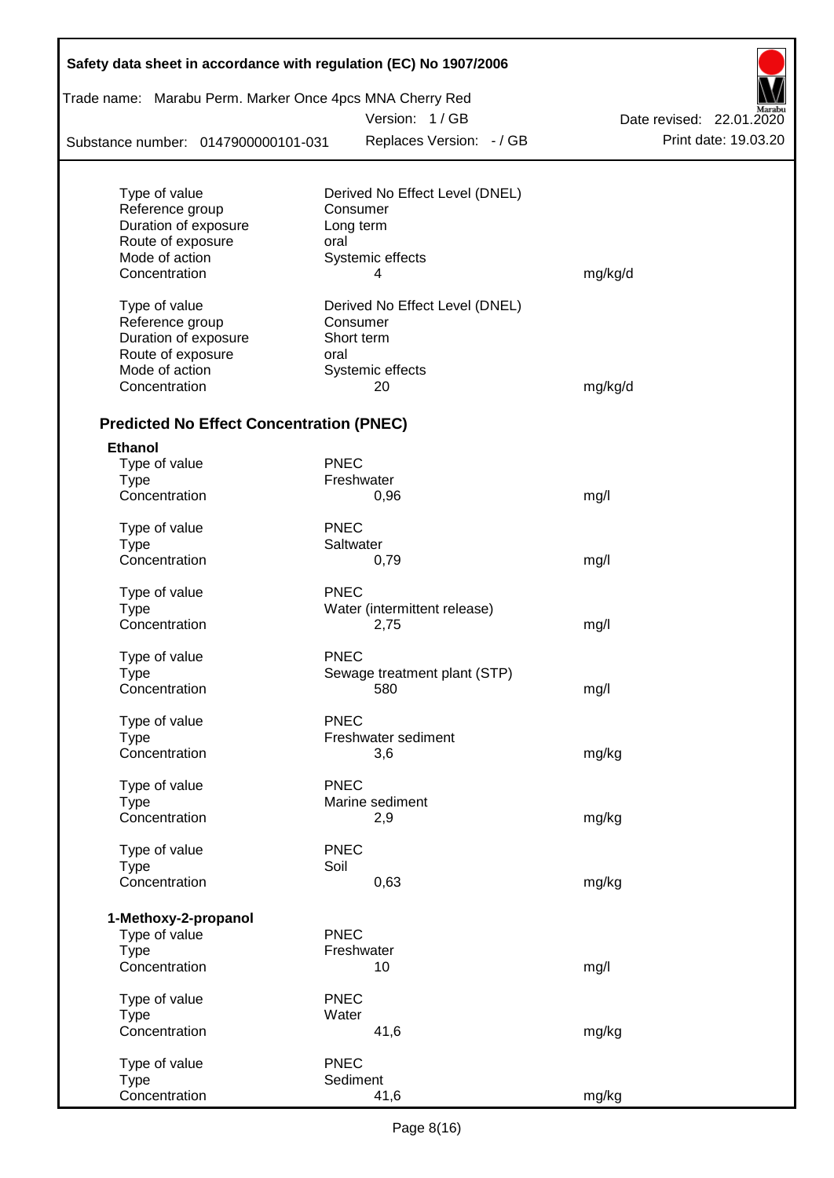| | | |
|---|---|---|
| Type of value | Derived No Effect Level (DNEL) | |
| Reference group | Consumer | |
| Duration of exposure | Long term | |
| Route of exposure | oral | |
| Mode of action | Systemic effects | |
| Concentration | 4 | mg/kg/d |

| | | |
|---|---|---|
| Type of value | Derived No Effect Level (DNEL) | |
| Reference group | Consumer | |
| Duration of exposure | Short term | |
| Route of exposure | oral | |
| Mode of action | Systemic effects | |
| Concentration | 20 | mg/kg/d |

## Predicted No Effect Concentration (PNEC)

**Ethanol**

| | | |
|---|---|---|
| Type of value | PNEC | |
| Type | Freshwater | |
| Concentration | 0,96 | mg/l |

| | | |
|---|---|---|
| Type of value | PNEC | |
| Type | Saltwater | |
| Concentration | 0,79 | mg/l |

| | | |
|---|---|---|
| Type of value | PNEC | |
| Type | Water (intermittent release) | |
| Concentration | 2,75 | mg/l |

| | | |
|---|---|---|
| Type of value | PNEC | |
| Type | Sewage treatment plant (STP) | |
| Concentration | 580 | mg/l |

| | | |
|---|---|---|
| Type of value | PNEC | |
| Type | Freshwater sediment | |
| Concentration | 3,6 | mg/kg |

| | | |
|---|---|---|
| Type of value | PNEC | |
| Type | Marine sediment | |
| Concentration | 2,9 | mg/kg |

| | | |
|---|---|---|
| Type of value | PNEC | |
| Type | Soil | |
| Concentration | 0,63 | mg/kg |

**1-Methoxy-2-propanol**

| | | |
|---|---|---|
| Type of value | PNEC | |
| Type | Freshwater | |
| Concentration | 10 | mg/l |

| | | |
|---|---|---|
| Type of value | PNEC | |
| Type | Water | |
| Concentration | 41,6 | mg/kg |

| | | |
|---|---|---|
| Type of value | PNEC | |
| Type | Sediment | |
| Concentration | 41,6 | mg/kg |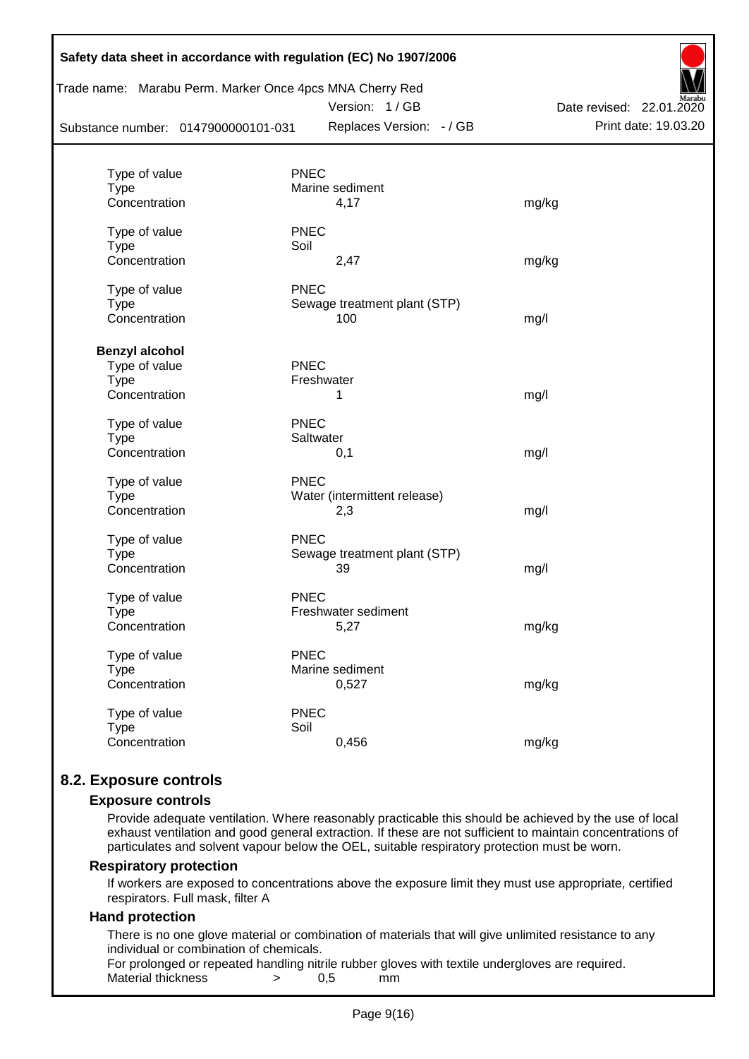| | | |
|---|---|---|
| Type of value | PNEC | |
| Type | Marine sediment | |
| Concentration | 4,17 | mg/kg |
| | | |
| Type of value | PNEC | |
| Type | Soil | |
| Concentration | 2,47 | mg/kg |
| | | |
| Type of value | PNEC | |
| Type | Sewage treatment plant (STP) | |
| Concentration | 100 | mg/l |

**Benzyl alcohol**

| | | |
|---|---|---|
| Type of value | PNEC | |
| Type | Freshwater | |
| Concentration | 1 | mg/l |
| | | |
| Type of value | PNEC | |
| Type | Saltwater | |
| Concentration | 0,1 | mg/l |
| | | |
| Type of value | PNEC | |
| Type | Water (intermittent release) | |
| Concentration | 2,3 | mg/l |
| | | |
| Type of value | PNEC | |
| Type | Sewage treatment plant (STP) | |
| Concentration | 39 | mg/l |
| | | |
| Type of value | PNEC | |
| Type | Freshwater sediment | |
| Concentration | 5,27 | mg/kg |
| | | |
| Type of value | PNEC | |
| Type | Marine sediment | |
| Concentration | 0,527 | mg/kg |
| | | |
| Type of value | PNEC | |
| Type | Soil | |
| Concentration | 0,456 | mg/kg |

## 8.2. Exposure controls

### Exposure controls

Provide adequate ventilation. Where reasonably practicable this should be achieved by the use of local exhaust ventilation and good general extraction. If these are not sufficient to maintain concentrations of particulates and solvent vapour below the OEL, suitable respiratory protection must be worn.

### Respiratory protection

If workers are exposed to concentrations above the exposure limit they must use appropriate, certified respirators. Full mask, filter A

### Hand protection

There is no one glove material or combination of materials that will give unlimited resistance to any individual or combination of chemicals.

For prolonged or repeated handling nitrile rubber gloves with textile undergloves are required.

Material thickness > 0,5 mm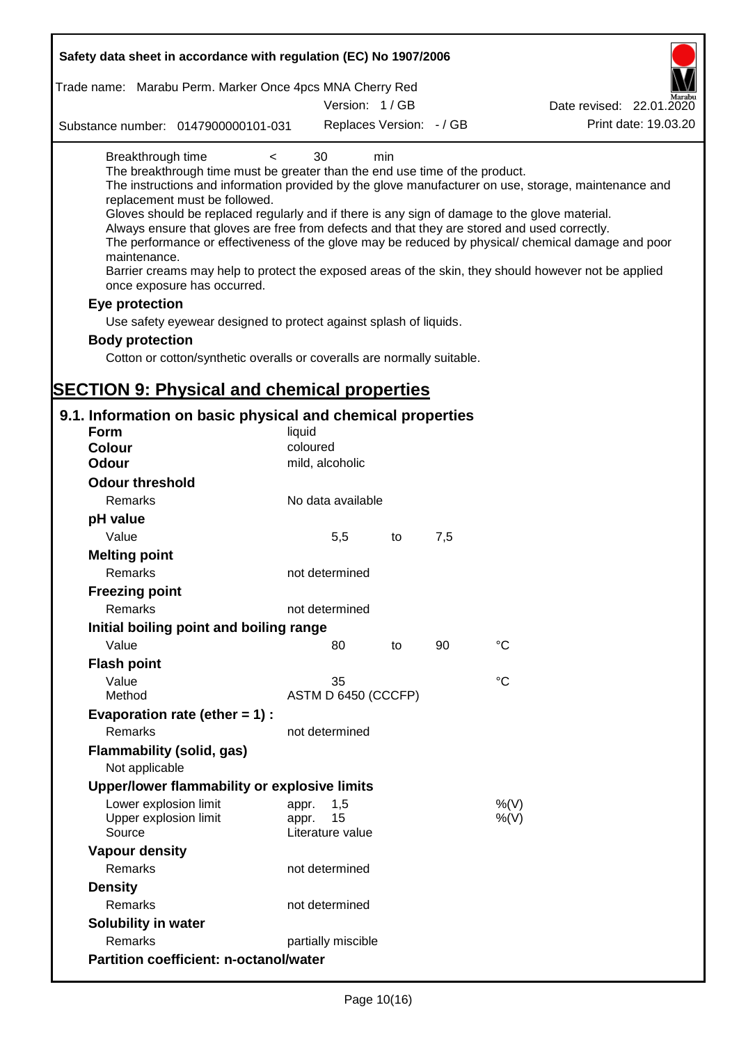Breakthrough time < 30 min

The breakthrough time must be greater than the end use time of the product.

The instructions and information provided by the glove manufacturer on use, storage, maintenance and replacement must be followed.

Gloves should be replaced regularly and if there is any sign of damage to the glove material.

Always ensure that gloves are free from defects and that they are stored and used correctly.

The performance or effectiveness of the glove may be reduced by physical/ chemical damage and poor maintenance.

Barrier creams may help to protect the exposed areas of the skin, they should however not be applied once exposure has occurred.

**Eye protection**

Use safety eyewear designed to protect against splash of liquids.

**Body protection**

Cotton or cotton/synthetic overalls or coveralls are normally suitable.

# SECTION 9: Physical and chemical properties

## 9.1. Information on basic physical and chemical properties

| | | | | |
|---|---|---|---|---|
| **Form** | liquid | | | |
| **Colour** | coloured | | | |
| **Odour** | mild, alcoholic | | | |
| **Odour threshold** | | | | |
| Remarks | No data available | | | |
| **pH value** | | | | |
| Value | 5,5 | to | 7,5 | |
| **Melting point** | | | | |
| Remarks | not determined | | | |
| **Freezing point** | | | | |
| Remarks | not determined | | | |
| **Initial boiling point and boiling range** | | | | |
| Value | 80 | to | 90 | °C |
| **Flash point** | | | | |
| Value | 35 | | | °C |
| Method | ASTM D 6450 (CCCFP) | | | |
| **Evaporation rate (ether = 1) :** | | | | |
| Remarks | not determined | | | |
| **Flammability (solid, gas)** | | | | |
| Not applicable | | | | |
| **Upper/lower flammability or explosive limits** | | | | |
| Lower explosion limit | appr. 1,5 | | | %(V) |
| Upper explosion limit | appr. 15 | | | %(V) |
| Source | Literature value | | | |
| **Vapour density** | | | | |
| Remarks | not determined | | | |
| **Density** | | | | |
| Remarks | not determined | | | |
| **Solubility in water** | | | | |
| Remarks | partially miscible | | | |
| **Partition coefficient: n-octanol/water** | | | | |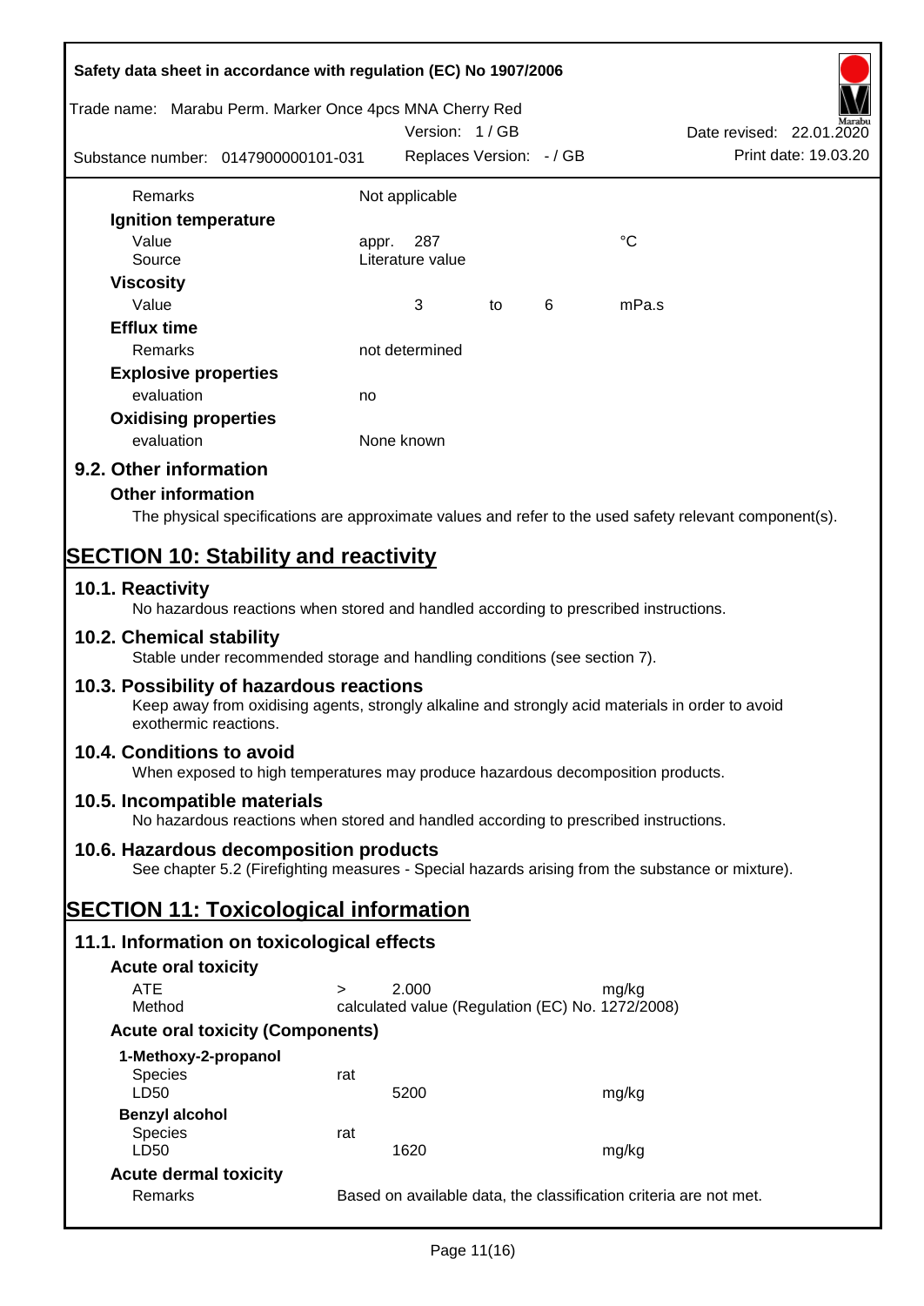| | | | | |
|---|---|---|---|---|
| Remarks | Not applicable | | | |
| **Ignition temperature** | | | | |
| Value | appr. 287 | | | °C |
| Source | Literature value | | | |
| **Viscosity** | | | | |
| Value | 3 | to | 6 | mPa.s |
| **Efflux time** | | | | |
| Remarks | not determined | | | |
| **Explosive properties** | | | | |
| evaluation | no | | | |
| **Oxidising properties** | | | | |
| evaluation | None known | | | |

## 9.2. Other information

### Other information

The physical specifications are approximate values and refer to the used safety relevant component(s).

# SECTION 10: Stability and reactivity

## 10.1. Reactivity

No hazardous reactions when stored and handled according to prescribed instructions.

## 10.2. Chemical stability

Stable under recommended storage and handling conditions (see section 7).

## 10.3. Possibility of hazardous reactions

Keep away from oxidising agents, strongly alkaline and strongly acid materials in order to avoid exothermic reactions.

## 10.4. Conditions to avoid

When exposed to high temperatures may produce hazardous decomposition products.

## 10.5. Incompatible materials

No hazardous reactions when stored and handled according to prescribed instructions.

## 10.6. Hazardous decomposition products

See chapter 5.2 (Firefighting measures - Special hazards arising from the substance or mixture).

# SECTION 11: Toxicological information

## 11.1. Information on toxicological effects

### Acute oral toxicity

| | | | |
|---|---|---|---|
| ATE | > | 2.000 | mg/kg |
| Method | calculated value (Regulation (EC) No. 1272/2008) | | |

### Acute oral toxicity (Components)

**1-Methoxy-2-propanol**

| | | |
|---|---|---|
| Species | rat | |
| LD50 | 5200 | mg/kg |

**Benzyl alcohol**

| | | |
|---|---|---|
| Species | rat | |
| LD50 | 1620 | mg/kg |

### Acute dermal toxicity

| | |
|---|---|
| Remarks | Based on available data, the classification criteria are not met. |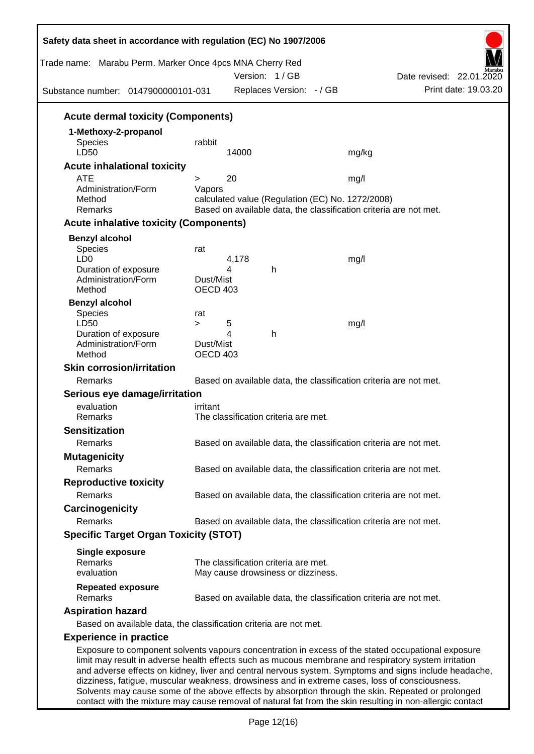### Acute dermal toxicity (Components)

**1-Methoxy-2-propanol**

| | | | |
|---|---|---|---|
| Species | rabbit | | |
| LD50 | 14000 | | mg/kg |

### Acute inhalational toxicity

| | | | |
|---|---|---|---|
| ATE | > | 20 | mg/l |
| Administration/Form | Vapors | | |
| Method | calculated value (Regulation (EC) No. 1272/2008) | | |
| Remarks | Based on available data, the classification criteria are not met. | | |

### Acute inhalative toxicity (Components)

**Benzyl alcohol**

| | | | |
|---|---|---|---|
| Species | rat | | |
| LD0 | 4,178 | | mg/l |
| Duration of exposure | 4 | h | |
| Administration/Form | Dust/Mist | | |
| Method | OECD 403 | | |

**Benzyl alcohol**

| | | | | |
|---|---|---|---|---|
| Species | rat | | | |
| LD50 | > | 5 | | mg/l |
| Duration of exposure | | 4 | h | |
| Administration/Form | Dust/Mist | | | |
| Method | OECD 403 | | | |

### Skin corrosion/irritation

Remarks — Based on available data, the classification criteria are not met.

### Serious eye damage/irritation

evaluation — irritant
Remarks — The classification criteria are met.

### Sensitization

Remarks — Based on available data, the classification criteria are not met.

### Mutagenicity

Remarks — Based on available data, the classification criteria are not met.

### Reproductive toxicity

Remarks — Based on available data, the classification criteria are not met.

### Carcinogenicity

Remarks — Based on available data, the classification criteria are not met.

### Specific Target Organ Toxicity (STOT)

**Single exposure**

Remarks — The classification criteria are met.
evaluation — May cause drowsiness or dizziness.

**Repeated exposure**

Remarks — Based on available data, the classification criteria are not met.

### Aspiration hazard

Based on available data, the classification criteria are not met.

### Experience in practice

Exposure to component solvents vapours concentration in excess of the stated occupational exposure limit may result in adverse health effects such as mucous membrane and respiratory system irritation and adverse effects on kidney, liver and central nervous system. Symptoms and signs include headache, dizziness, fatigue, muscular weakness, drowsiness and in extreme cases, loss of consciousness. Solvents may cause some of the above effects by absorption through the skin. Repeated or prolonged contact with the mixture may cause removal of natural fat from the skin resulting in non-allergic contact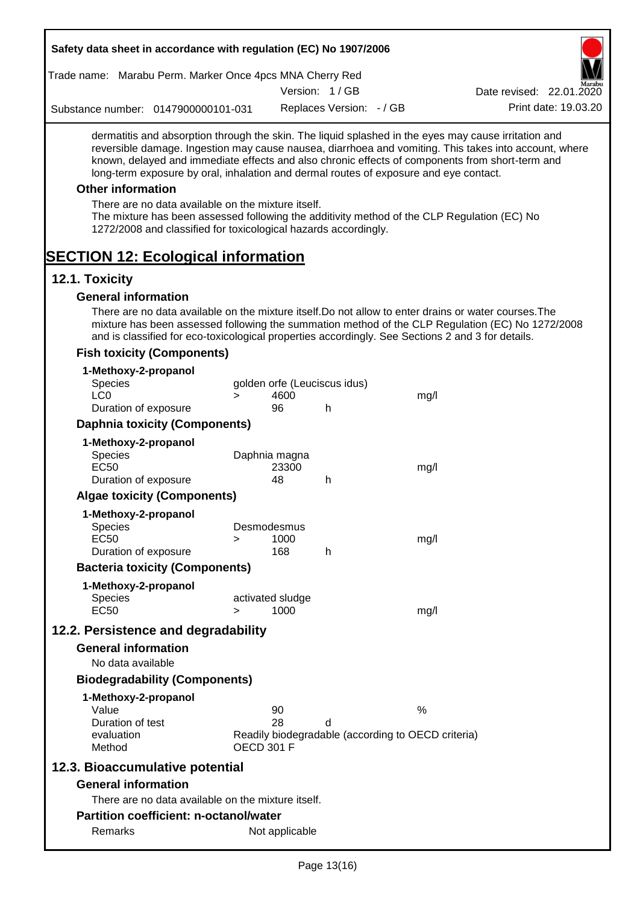dermatitis and absorption through the skin. The liquid splashed in the eyes may cause irritation and reversible damage. Ingestion may cause nausea, diarrhoea and vomiting. This takes into account, where known, delayed and immediate effects and also chronic effects of components from short-term and long-term exposure by oral, inhalation and dermal routes of exposure and eye contact.

### Other information

There are no data available on the mixture itself.
The mixture has been assessed following the additivity method of the CLP Regulation (EC) No 1272/2008 and classified for toxicological hazards accordingly.

# SECTION 12: Ecological information

## 12.1. Toxicity

### General information

There are no data available on the mixture itself.Do not allow to enter drains or water courses.The mixture has been assessed following the summation method of the CLP Regulation (EC) No 1272/2008 and is classified for eco-toxicological properties accordingly. See Sections 2 and 3 for details.

### Fish toxicity (Components)

**1-Methoxy-2-propanol**

| | | | | |
|---|---|---|---|---|
| Species | golden orfe (Leuciscus idus) | | | |
| LC0 | > | 4600 | | mg/l |
| Duration of exposure | | 96 | h | |

### Daphnia toxicity (Components)

**1-Methoxy-2-propanol**

| | | | | |
|---|---|---|---|---|
| Species | Daphnia magna | | | |
| EC50 | | 23300 | | mg/l |
| Duration of exposure | | 48 | h | |

### Algae toxicity (Components)

**1-Methoxy-2-propanol**

| | | | | |
|---|---|---|---|---|
| Species | Desmodesmus | | | |
| EC50 | > | 1000 | | mg/l |
| Duration of exposure | | 168 | h | |

### Bacteria toxicity (Components)

**1-Methoxy-2-propanol**

| | | | | |
|---|---|---|---|---|
| Species | activated sludge | | | |
| EC50 | > | 1000 | | mg/l |

## 12.2. Persistence and degradability

### General information

No data available

### Biodegradability (Components)

**1-Methoxy-2-propanol**

| | | | |
|---|---|---|---|
| Value | 90 | | % |
| Duration of test | 28 | d | |
| evaluation | Readily biodegradable (according to OECD criteria) | | |
| Method | OECD 301 F | | |

## 12.3. Bioaccumulative potential

### General information

There are no data available on the mixture itself.

### Partition coefficient: n-octanol/water

| | |
|---|---|
| Remarks | Not applicable |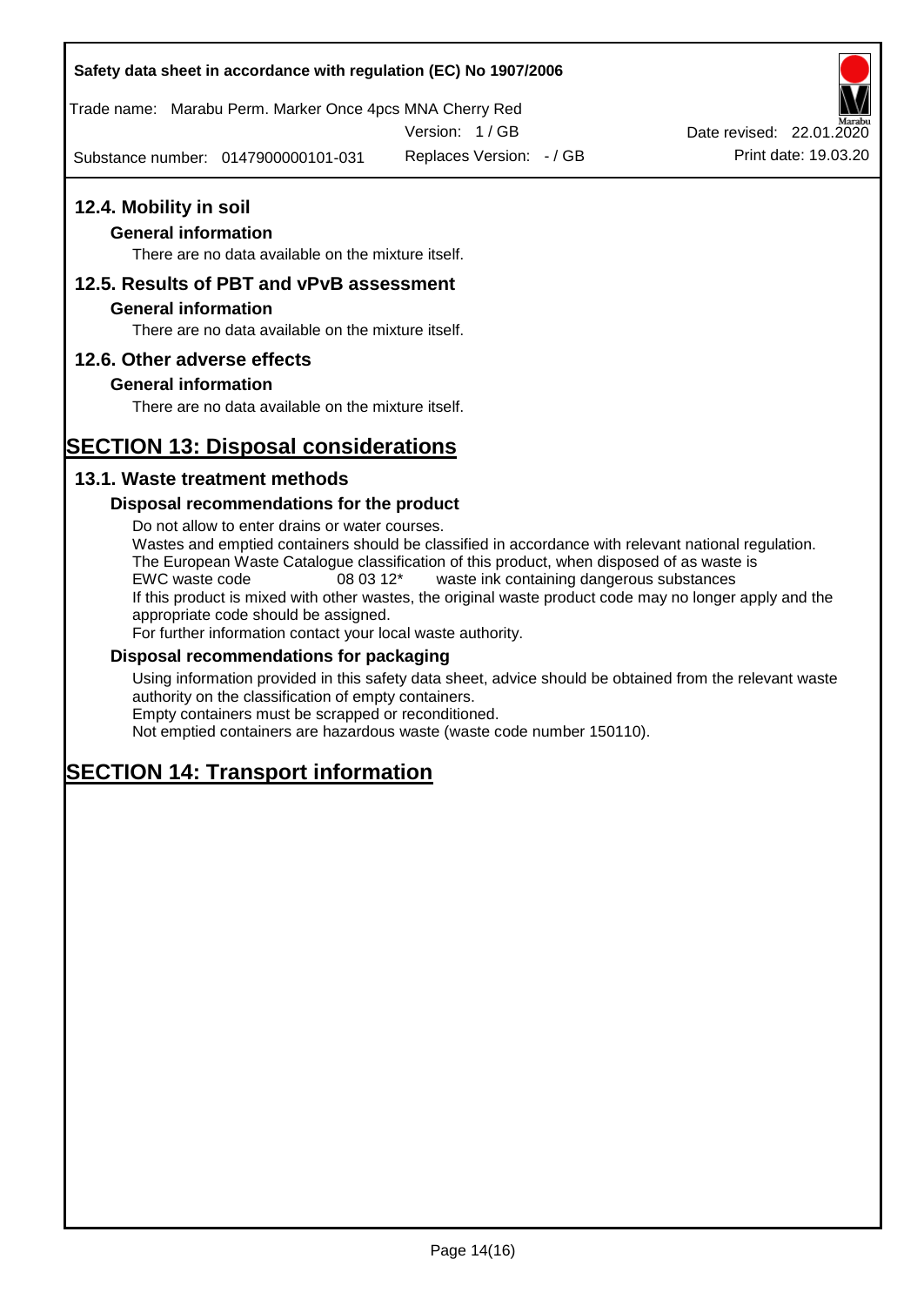## 12.4. Mobility in soil

### General information

There are no data available on the mixture itself.

## 12.5. Results of PBT and vPvB assessment

### General information

There are no data available on the mixture itself.

## 12.6. Other adverse effects

### General information

There are no data available on the mixture itself.

# SECTION 13: Disposal considerations

## 13.1. Waste treatment methods

### Disposal recommendations for the product

Do not allow to enter drains or water courses.
Wastes and emptied containers should be classified in accordance with relevant national regulation.
The European Waste Catalogue classification of this product, when disposed of as waste is
EWC waste code 08 03 12* waste ink containing dangerous substances
If this product is mixed with other wastes, the original waste product code may no longer apply and the appropriate code should be assigned.
For further information contact your local waste authority.

### Disposal recommendations for packaging

Using information provided in this safety data sheet, advice should be obtained from the relevant waste authority on the classification of empty containers.
Empty containers must be scrapped or reconditioned.
Not emptied containers are hazardous waste (waste code number 150110).

# SECTION 14: Transport information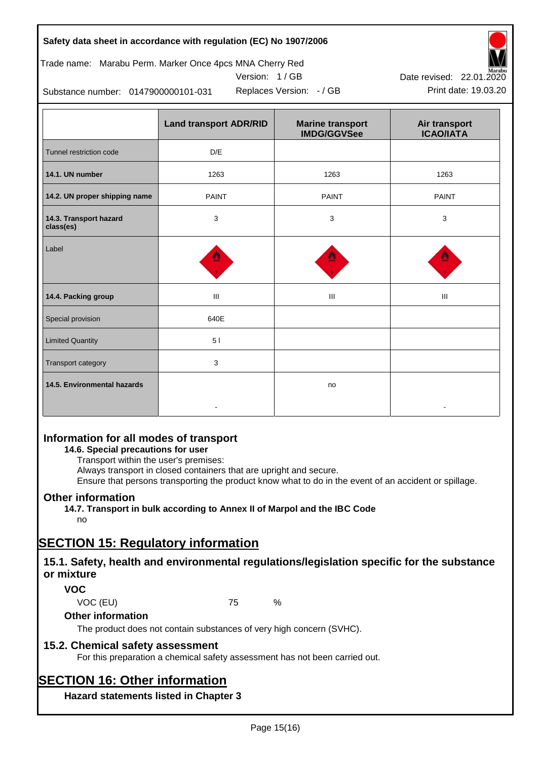|  | Land transport ADR/RID | Marine transport IMDG/GGVSee | Air transport ICAO/IATA |
|---|---|---|---|
| Tunnel restriction code | D/E |  |  |
| **14.1. UN number** | 1263 | 1263 | 1263 |
| **14.2. UN proper shipping name** | PAINT | PAINT | PAINT |
| **14.3. Transport hazard class(es)** | 3 | 3 | 3 |
| Label |  |  |  |
| **14.4. Packing group** | III | III | III |
| Special provision | 640E |  |  |
| Limited Quantity | 5 l |  |  |
| Transport category | 3 |  |  |
| **14.5. Environmental hazards** | - | no | - |

## Information for all modes of transport

**14.6. Special precautions for user**

Transport within the user's premises:
Always transport in closed containers that are upright and secure.
Ensure that persons transporting the product know what to do in the event of an accident or spillage.

## Other information

**14.7. Transport in bulk according to Annex II of Marpol and the IBC Code**

no

# SECTION 15: Regulatory information

## 15.1. Safety, health and environmental regulations/legislation specific for the substance or mixture

### VOC

VOC (EU) 75 %

### Other information

The product does not contain substances of very high concern (SVHC).

## 15.2. Chemical safety assessment

For this preparation a chemical safety assessment has not been carried out.

# SECTION 16: Other information

### Hazard statements listed in Chapter 3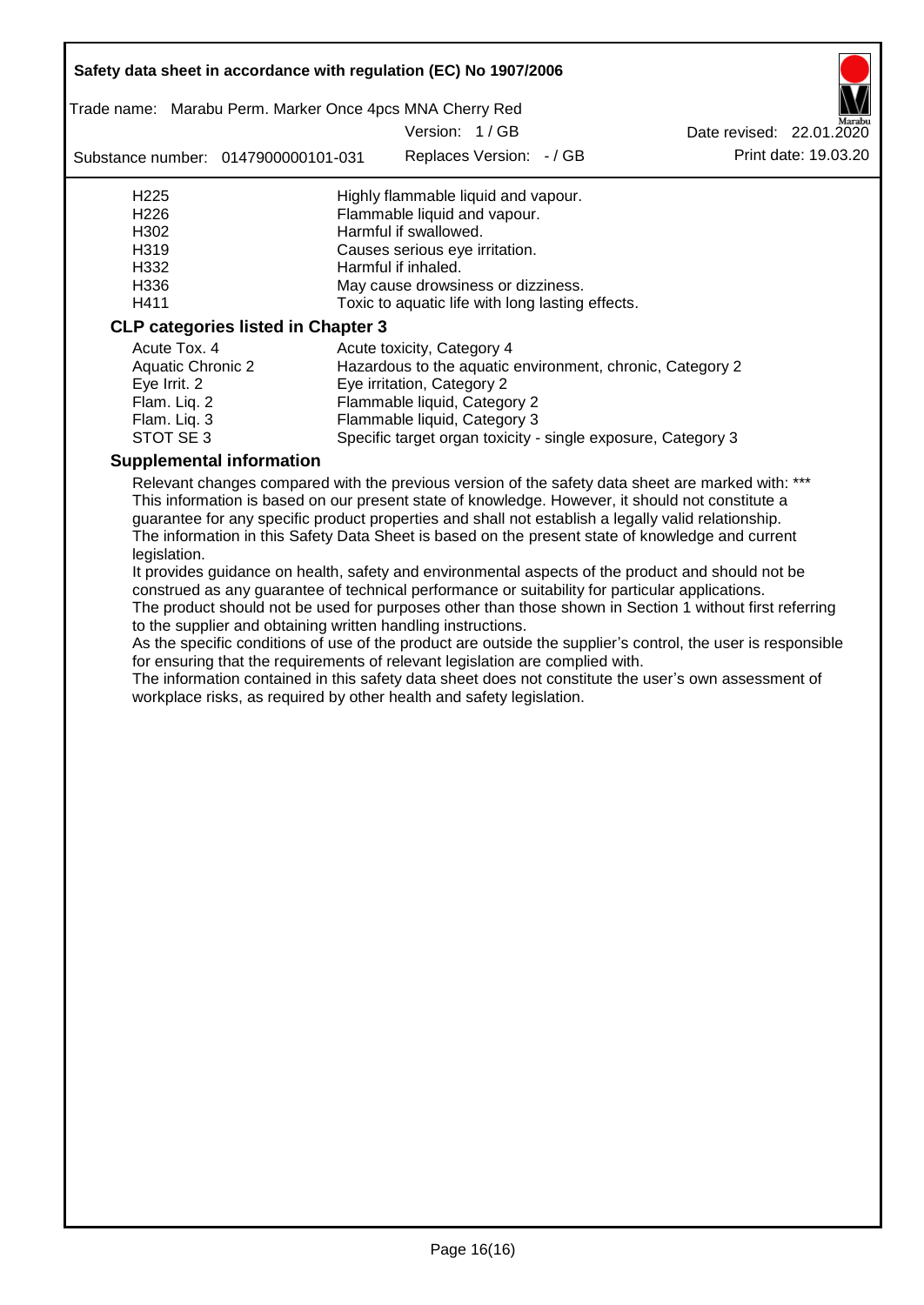| | |
|---|---|
| H225 | Highly flammable liquid and vapour. |
| H226 | Flammable liquid and vapour. |
| H302 | Harmful if swallowed. |
| H319 | Causes serious eye irritation. |
| H332 | Harmful if inhaled. |
| H336 | May cause drowsiness or dizziness. |
| H411 | Toxic to aquatic life with long lasting effects. |

## CLP categories listed in Chapter 3

| | |
|---|---|
| Acute Tox. 4 | Acute toxicity, Category 4 |
| Aquatic Chronic 2 | Hazardous to the aquatic environment, chronic, Category 2 |
| Eye Irrit. 2 | Eye irritation, Category 2 |
| Flam. Liq. 2 | Flammable liquid, Category 2 |
| Flam. Liq. 3 | Flammable liquid, Category 3 |
| STOT SE 3 | Specific target organ toxicity - single exposure, Category 3 |

## Supplemental information

Relevant changes compared with the previous version of the safety data sheet are marked with: ***
This information is based on our present state of knowledge. However, it should not constitute a guarantee for any specific product properties and shall not establish a legally valid relationship.
The information in this Safety Data Sheet is based on the present state of knowledge and current legislation.
It provides guidance on health, safety and environmental aspects of the product and should not be construed as any guarantee of technical performance or suitability for particular applications.
The product should not be used for purposes other than those shown in Section 1 without first referring to the supplier and obtaining written handling instructions.
As the specific conditions of use of the product are outside the supplier's control, the user is responsible for ensuring that the requirements of relevant legislation are complied with.
The information contained in this safety data sheet does not constitute the user's own assessment of workplace risks, as required by other health and safety legislation.